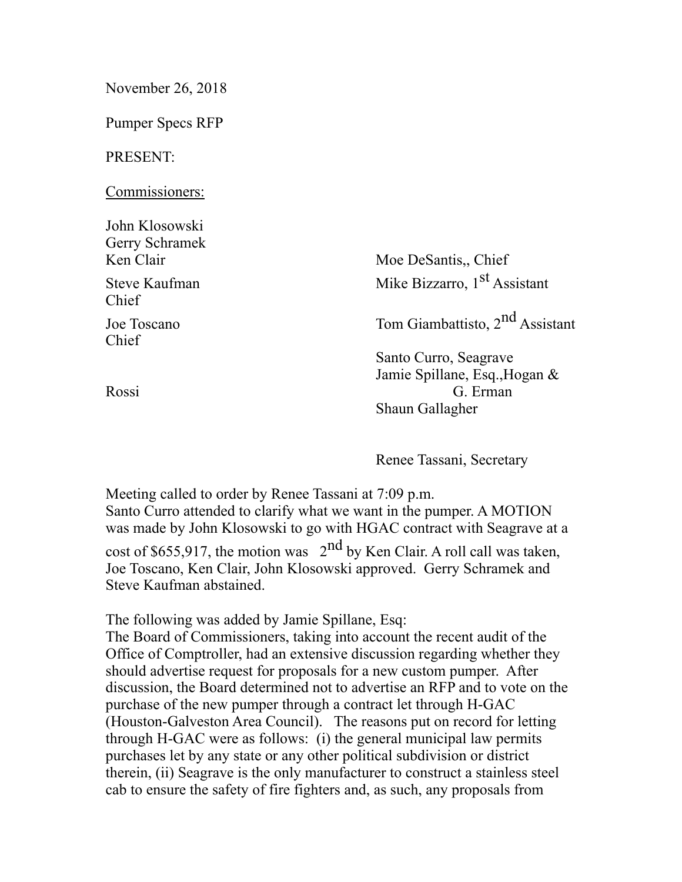November 26, 2018

Pumper Specs RFP

PRESENT:

<u>Commissioners:</u>

John Klosowski
Gerry Schramek
Ken Clair
Steve Kaufman
Joe Toscano

Moe DeSantis,, Chief
Chief
Mike Bizzarro, 1st Assistant
Chief
Tom Giambattisto, 2nd Assistant
Santo Curro, Seagrave
Jamie Spillane, Esq.,Hogan &
Rossi
G. Erman
Shaun Gallagher

Renee Tassani, Secretary

Meeting called to order by Renee Tassani at 7:09 p.m.
Santo Curro attended to clarify what we want in the pumper. A MOTION was made by John Klosowski to go with HGAC contract with Seagrave at a cost of $655,917, the motion was 2nd by Ken Clair. A roll call was taken, Joe Toscano, Ken Clair, John Klosowski approved. Gerry Schramek and Steve Kaufman abstained.

The following was added by Jamie Spillane, Esq:
The Board of Commissioners, taking into account the recent audit of the Office of Comptroller, had an extensive discussion regarding whether they should advertise request for proposals for a new custom pumper. After discussion, the Board determined not to advertise an RFP and to vote on the purchase of the new pumper through a contract let through H-GAC (Houston-Galveston Area Council). The reasons put on record for letting through H-GAC were as follows: (i) the general municipal law permits purchases let by any state or any other political subdivision or district therein, (ii) Seagrave is the only manufacturer to construct a stainless steel cab to ensure the safety of fire fighters and, as such, any proposals from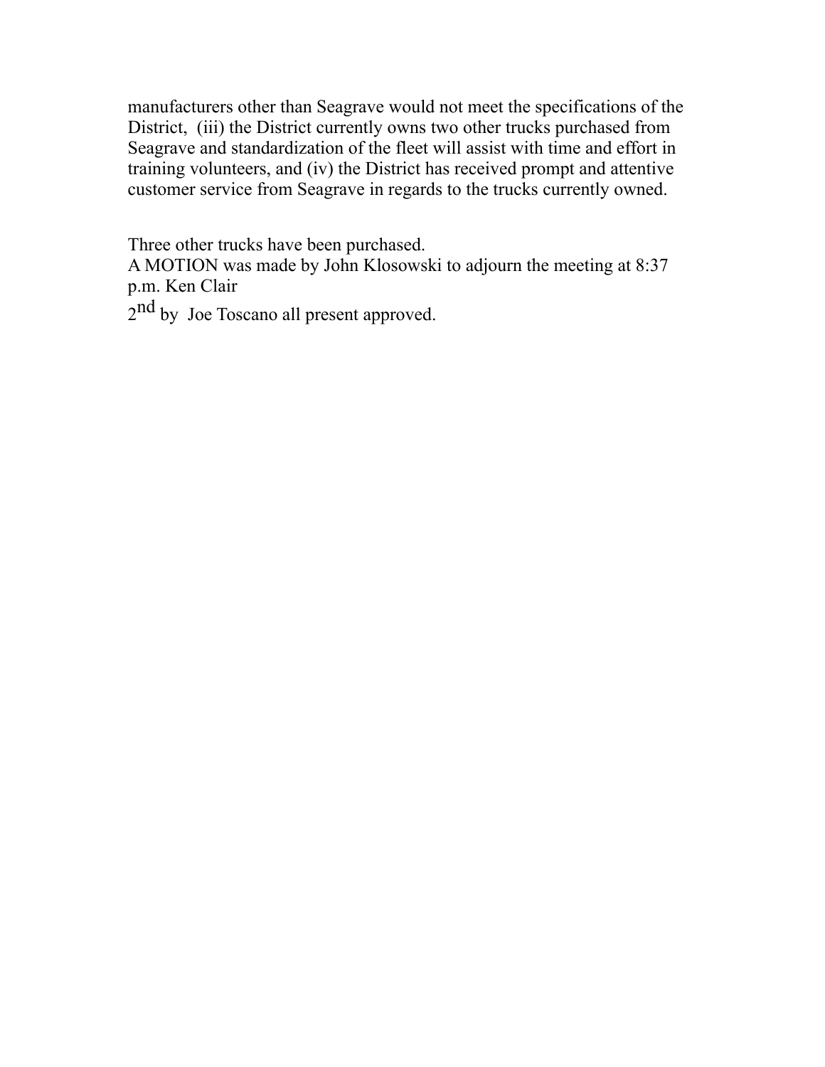manufacturers other than Seagrave would not meet the specifications of the District, (iii) the District currently owns two other trucks purchased from Seagrave and standardization of the fleet will assist with time and effort in training volunteers, and (iv) the District has received prompt and attentive customer service from Seagrave in regards to the trucks currently owned.

Three other trucks have been purchased.
A MOTION was made by John Klosowski to adjourn the meeting at 8:37 p.m. Ken Clair
2nd by Joe Toscano all present approved.